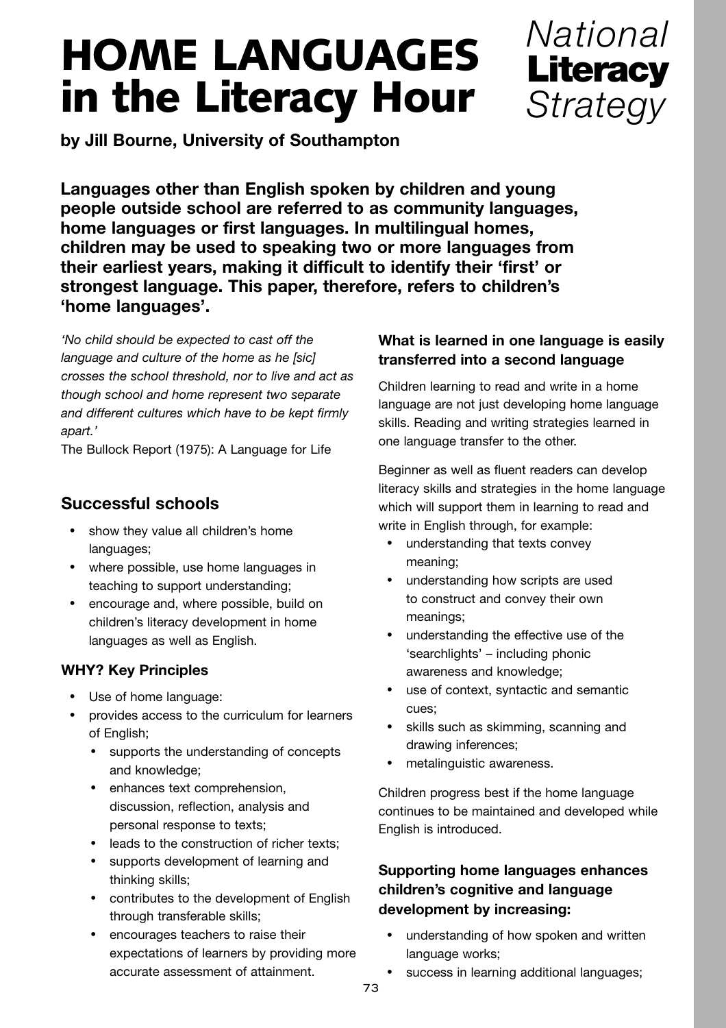# HOME LANGUAGES in the Literacy Hour

*National* **Literacy** *Strategy*

**by Jill Bourne, University of Southampton**

**Languages other than English spoken by children and young people outside school are referred to as community languages, home languages or first languages. In multilingual homes, children may be used to speaking two or more languages from their earliest years, making it difficult to identify their 'first' or strongest language. This paper, therefore, refers to children's 'home languages'.**

*'No child should be expected to cast off the language and culture of the home as he [sic] crosses the school threshold, nor to live and act as though school and home represent two separate and different cultures which have to be kept firmly apart.'*

The Bullock Report (1975): A Language for Life

## Successful schools

- show they value all children's home languages;
- where possible, use home languages in teaching to support understanding;
- encourage and, where possible, build on children's literacy development in home languages as well as English.

### WHY? Key Principles

- Use of home language:
- provides access to the curriculum for learners of English;
  - supports the understanding of concepts and knowledge;
  - enhances text comprehension, discussion, reflection, analysis and personal response to texts;
  - leads to the construction of richer texts;
  - supports development of learning and thinking skills;
  - contributes to the development of English through transferable skills;
  - encourages teachers to raise their expectations of learners by providing more accurate assessment of attainment.

### What is learned in one language is easily transferred into a second language

Children learning to read and write in a home language are not just developing home language skills. Reading and writing strategies learned in one language transfer to the other.

Beginner as well as fluent readers can develop literacy skills and strategies in the home language which will support them in learning to read and write in English through, for example:

- understanding that texts convey meaning;
- understanding how scripts are used to construct and convey their own meanings;
- understanding the effective use of the 'searchlights' – including phonic awareness and knowledge;
- use of context, syntactic and semantic cues;
- skills such as skimming, scanning and drawing inferences;
- metalinguistic awareness.

Children progress best if the home language continues to be maintained and developed while English is introduced.

### Supporting home languages enhances children's cognitive and language development by increasing:

- understanding of how spoken and written language works;
- success in learning additional languages;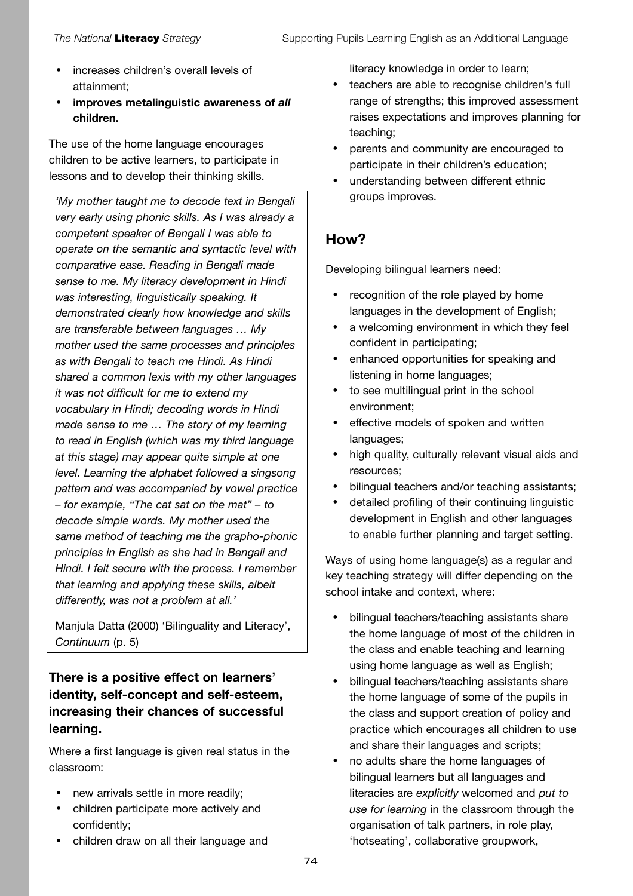- increases children's overall levels of attainment;
- **improves metalinguistic awareness of *all* children.**

The use of the home language encourages children to be active learners, to participate in lessons and to develop their thinking skills.

> *'My mother taught me to decode text in Bengali very early using phonic skills. As I was already a competent speaker of Bengali I was able to operate on the semantic and syntactic level with comparative ease. Reading in Bengali made sense to me. My literacy development in Hindi was interesting, linguistically speaking. It demonstrated clearly how knowledge and skills are transferable between languages … My mother used the same processes and principles as with Bengali to teach me Hindi. As Hindi shared a common lexis with my other languages it was not difficult for me to extend my vocabulary in Hindi; decoding words in Hindi made sense to me … The story of my learning to read in English (which was my third language at this stage) may appear quite simple at one level. Learning the alphabet followed a singsong pattern and was accompanied by vowel practice – for example, "The cat sat on the mat" – to decode simple words. My mother used the same method of teaching me the grapho-phonic principles in English as she had in Bengali and Hindi. I felt secure with the process. I remember that learning and applying these skills, albeit differently, was not a problem at all.'*
>
> Manjula Datta (2000) 'Bilinguality and Literacy', *Continuum* (p. 5)

### There is a positive effect on learners' identity, self-concept and self-esteem, increasing their chances of successful learning.

Where a first language is given real status in the classroom:

- new arrivals settle in more readily;
- children participate more actively and confidently;
- children draw on all their language and literacy knowledge in order to learn;
- teachers are able to recognise children's full range of strengths; this improved assessment raises expectations and improves planning for teaching;
- parents and community are encouraged to participate in their children's education;
- understanding between different ethnic groups improves.

## How?

Developing bilingual learners need:

- recognition of the role played by home languages in the development of English;
- a welcoming environment in which they feel confident in participating;
- enhanced opportunities for speaking and listening in home languages;
- to see multilingual print in the school environment;
- effective models of spoken and written languages;
- high quality, culturally relevant visual aids and resources;
- bilingual teachers and/or teaching assistants;
- detailed profiling of their continuing linguistic development in English and other languages to enable further planning and target setting.

Ways of using home language(s) as a regular and key teaching strategy will differ depending on the school intake and context, where:

- bilingual teachers/teaching assistants share the home language of most of the children in the class and enable teaching and learning using home language as well as English;
- bilingual teachers/teaching assistants share the home language of some of the pupils in the class and support creation of policy and practice which encourages all children to use and share their languages and scripts;
- no adults share the home languages of bilingual learners but all languages and literacies are *explicitly* welcomed and *put to use for learning* in the classroom through the organisation of talk partners, in role play, 'hotseating', collaborative groupwork,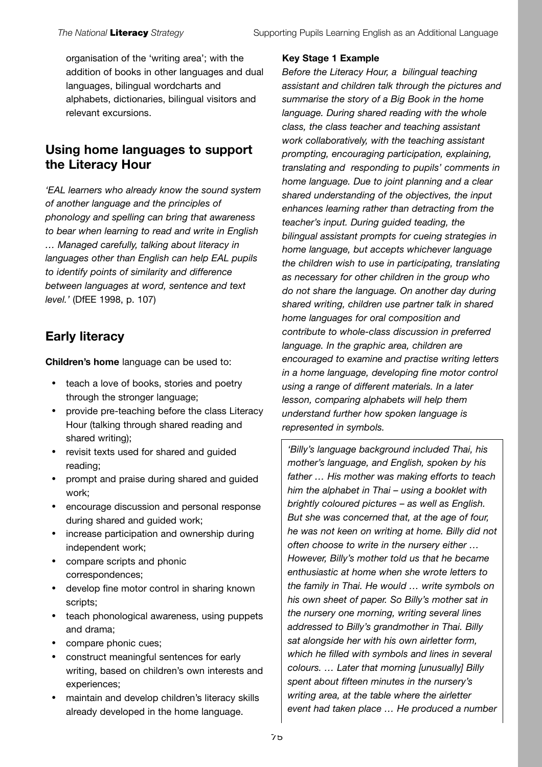organisation of the 'writing area'; with the addition of books in other languages and dual languages, bilingual wordcharts and alphabets, dictionaries, bilingual visitors and relevant excursions.

## Using home languages to support the Literacy Hour

*'EAL learners who already know the sound system of another language and the principles of phonology and spelling can bring that awareness to bear when learning to read and write in English … Managed carefully, talking about literacy in languages other than English can help EAL pupils to identify points of similarity and difference between languages at word, sentence and text level.'* (DfEE 1998, p. 107)

## Early literacy

**Children's home** language can be used to:

- teach a love of books, stories and poetry through the stronger language;
- provide pre-teaching before the class Literacy Hour (talking through shared reading and shared writing);
- revisit texts used for shared and guided reading;
- prompt and praise during shared and guided work;
- encourage discussion and personal response during shared and guided work;
- increase participation and ownership during independent work;
- compare scripts and phonic correspondences;
- develop fine motor control in sharing known scripts;
- teach phonological awareness, using puppets and drama;
- compare phonic cues;
- construct meaningful sentences for early writing, based on children's own interests and experiences;
- maintain and develop children's literacy skills already developed in the home language.

**Key Stage 1 Example**

*Before the Literacy Hour, a bilingual teaching assistant and children talk through the pictures and summarise the story of a Big Book in the home language. During shared reading with the whole class, the class teacher and teaching assistant work collaboratively, with the teaching assistant prompting, encouraging participation, explaining, translating and responding to pupils' comments in home language. Due to joint planning and a clear shared understanding of the objectives, the input enhances learning rather than detracting from the teacher's input. During guided teading, the bilingual assistant prompts for cueing strategies in home language, but accepts whichever language the children wish to use in participating, translating as necessary for other children in the group who do not share the language. On another day during shared writing, children use partner talk in shared home languages for oral composition and contribute to whole-class discussion in preferred language. In the graphic area, children are encouraged to examine and practise writing letters in a home language, developing fine motor control using a range of different materials. In a later lesson, comparing alphabets will help them understand further how spoken language is represented in symbols.*

*'Billy's language background included Thai, his mother's language, and English, spoken by his father … His mother was making efforts to teach him the alphabet in Thai – using a booklet with brightly coloured pictures – as well as English. But she was concerned that, at the age of four, he was not keen on writing at home. Billy did not often choose to write in the nursery either … However, Billy's mother told us that he became enthusiastic at home when she wrote letters to the family in Thai. He would … write symbols on his own sheet of paper. So Billy's mother sat in the nursery one morning, writing several lines addressed to Billy's grandmother in Thai. Billy sat alongside her with his own airletter form, which he filled with symbols and lines in several colours. … Later that morning [unusually] Billy spent about fifteen minutes in the nursery's writing area, at the table where the airletter event had taken place … He produced a number*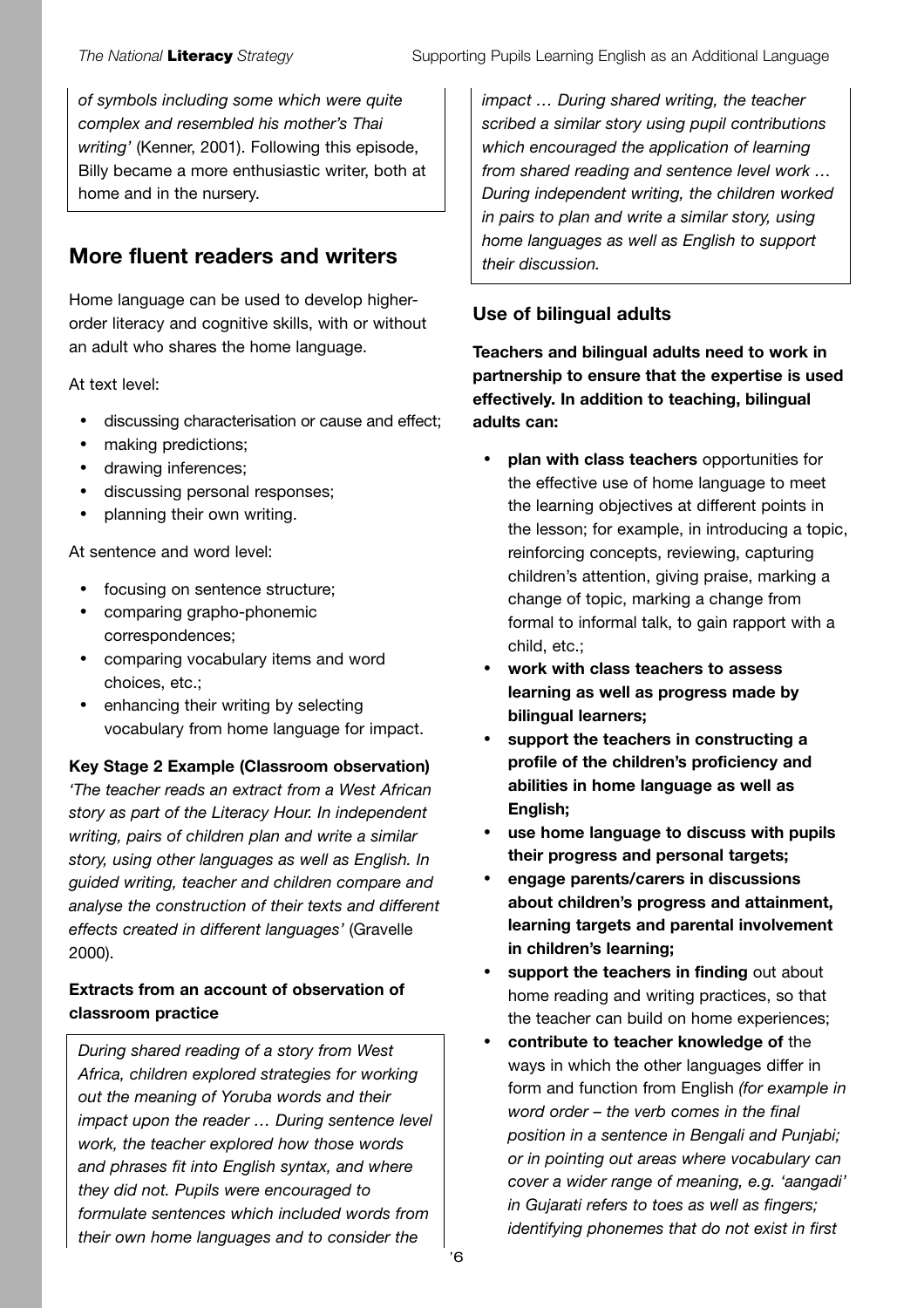*of symbols including some which were quite complex and resembled his mother's Thai writing'* (Kenner, 2001). Following this episode, Billy became a more enthusiastic writer, both at home and in the nursery.

## More fluent readers and writers

Home language can be used to develop higher-order literacy and cognitive skills, with or without an adult who shares the home language.

At text level:

- discussing characterisation or cause and effect;
- making predictions;
- drawing inferences;
- discussing personal responses;
- planning their own writing.

At sentence and word level:

- focusing on sentence structure;
- comparing grapho-phonemic correspondences;
- comparing vocabulary items and word choices, etc.;
- enhancing their writing by selecting vocabulary from home language for impact.

**Key Stage 2 Example (Classroom observation)**
*'The teacher reads an extract from a West African story as part of the Literacy Hour. In independent writing, pairs of children plan and write a similar story, using other languages as well as English. In guided writing, teacher and children compare and analyse the construction of their texts and different effects created in different languages'* (Gravelle 2000).

**Extracts from an account of observation of classroom practice**

*During shared reading of a story from West Africa, children explored strategies for working out the meaning of Yoruba words and their impact upon the reader … During sentence level work, the teacher explored how those words and phrases fit into English syntax, and where they did not. Pupils were encouraged to formulate sentences which included words from their own home languages and to consider the impact … During shared writing, the teacher scribed a similar story using pupil contributions which encouraged the application of learning from shared reading and sentence level work … During independent writing, the children worked in pairs to plan and write a similar story, using home languages as well as English to support their discussion.*

### Use of bilingual adults

**Teachers and bilingual adults need to work in partnership to ensure that the expertise is used effectively. In addition to teaching, bilingual adults can:**

- **plan with class teachers** opportunities for the effective use of home language to meet the learning objectives at different points in the lesson; for example, in introducing a topic, reinforcing concepts, reviewing, capturing children's attention, giving praise, marking a change of topic, marking a change from formal to informal talk, to gain rapport with a child, etc.;
- **work with class teachers to assess learning as well as progress made by bilingual learners;**
- **support the teachers in constructing a profile of the children's proficiency and abilities in home language as well as English;**
- **use home language to discuss with pupils their progress and personal targets;**
- **engage parents/carers in discussions about children's progress and attainment, learning targets and parental involvement in children's learning;**
- **support the teachers in finding** out about home reading and writing practices, so that the teacher can build on home experiences;
- **contribute to teacher knowledge of** the ways in which the other languages differ in form and function from English *(for example in word order – the verb comes in the final position in a sentence in Bengali and Punjabi; or in pointing out areas where vocabulary can cover a wider range of meaning, e.g. 'aangadi' in Gujarati refers to toes as well as fingers; identifying phonemes that do not exist in first*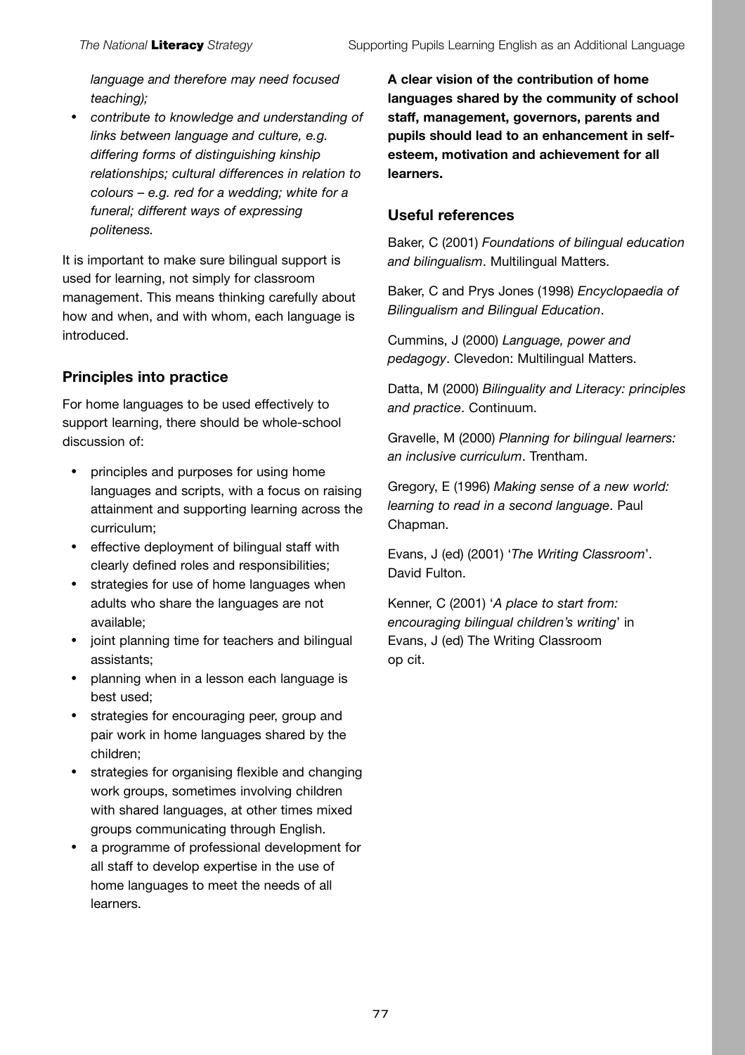*language and therefore may need focused teaching);*

- *contribute to knowledge and understanding of links between language and culture, e.g. differing forms of distinguishing kinship relationships; cultural differences in relation to colours – e.g. red for a wedding; white for a funeral; different ways of expressing politeness.*

It is important to make sure bilingual support is used for learning, not simply for classroom management. This means thinking carefully about how and when, and with whom, each language is introduced.

### Principles into practice

For home languages to be used effectively to support learning, there should be whole-school discussion of:

- principles and purposes for using home languages and scripts, with a focus on raising attainment and supporting learning across the curriculum;
- effective deployment of bilingual staff with clearly defined roles and responsibilities;
- strategies for use of home languages when adults who share the languages are not available;
- joint planning time for teachers and bilingual assistants;
- planning when in a lesson each language is best used;
- strategies for encouraging peer, group and pair work in home languages shared by the children;
- strategies for organising flexible and changing work groups, sometimes involving children with shared languages, at other times mixed groups communicating through English.
- a programme of professional development for all staff to develop expertise in the use of home languages to meet the needs of all learners.

**A clear vision of the contribution of home languages shared by the community of school staff, management, governors, parents and pupils should lead to an enhancement in self-esteem, motivation and achievement for all learners.**

### Useful references

Baker, C (2001) *Foundations of bilingual education and bilingualism*. Multilingual Matters.

Baker, C and Prys Jones (1998) *Encyclopaedia of Bilingualism and Bilingual Education*.

Cummins, J (2000) *Language, power and pedagogy*. Clevedon: Multilingual Matters.

Datta, M (2000) *Bilinguality and Literacy: principles and practice*. Continuum.

Gravelle, M (2000) *Planning for bilingual learners: an inclusive curriculum*. Trentham.

Gregory, E (1996) *Making sense of a new world: learning to read in a second language*. Paul Chapman.

Evans, J (ed) (2001) '*The Writing Classroom*'. David Fulton.

Kenner, C (2001) '*A place to start from: encouraging bilingual children's writing*' in Evans, J (ed) The Writing Classroom op cit.